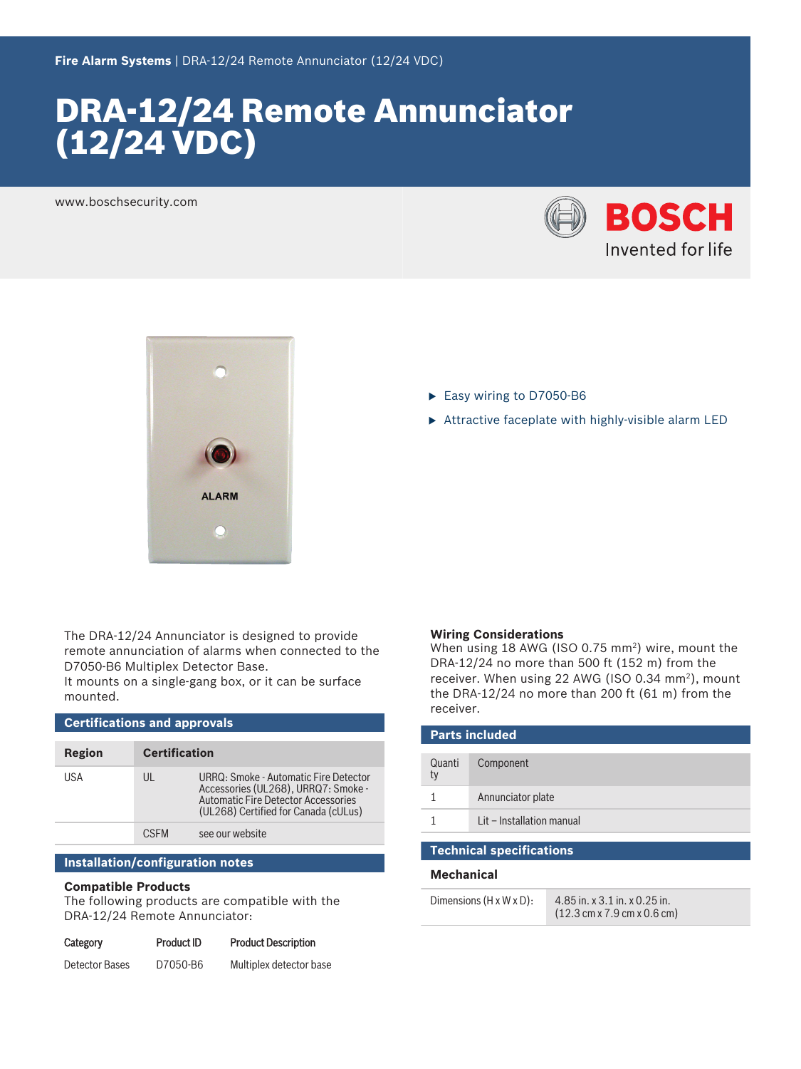Fire Alarm Systems | DRA-12/24 Remote Annunciator (12/24 VDC)

# DRA-12/24 Remote Annunciator (12/24 VDC)

www.boschsecurity.com

- Easy wiring to D7050-B6
- Attractive faceplate with highly-visible alarm LED

The DRA-12/24 Annunciator is designed to provide remote annunciation of alarms when connected to the D7050-B6 Multiplex Detector Base.
It mounts on a single-gang box, or it can be surface mounted.

## Certifications and approvals

| Region | Certification | |
|---|---|---|
| USA | UL | URRQ: Smoke - Automatic Fire Detector Accessories (UL268), URRQ7: Smoke - Automatic Fire Detector Accessories (UL268) Certified for Canada (cULus) |
| | CSFM | see our website |

## Installation/configuration notes

### Compatible Products

The following products are compatible with the DRA-12/24 Remote Annunciator:

| Category | Product ID | Product Description |
|---|---|---|
| Detector Bases | D7050-B6 | Multiplex detector base |

### Wiring Considerations

When using 18 AWG (ISO 0.75 mm$^2$) wire, mount the DRA-12/24 no more than 500 ft (152 m) from the receiver. When using 22 AWG (ISO 0.34 mm$^2$), mount the DRA-12/24 no more than 200 ft (61 m) from the receiver.

## Parts included

| Quantity | Component |
|---|---|
| 1 | Annunciator plate |
| 1 | Lit – Installation manual |

## Technical specifications

### Mechanical

| | |
|---|---|
| Dimensions (H x W x D): | 4.85 in. x 3.1 in. x 0.25 in. (12.3 cm x 7.9 cm x 0.6 cm) |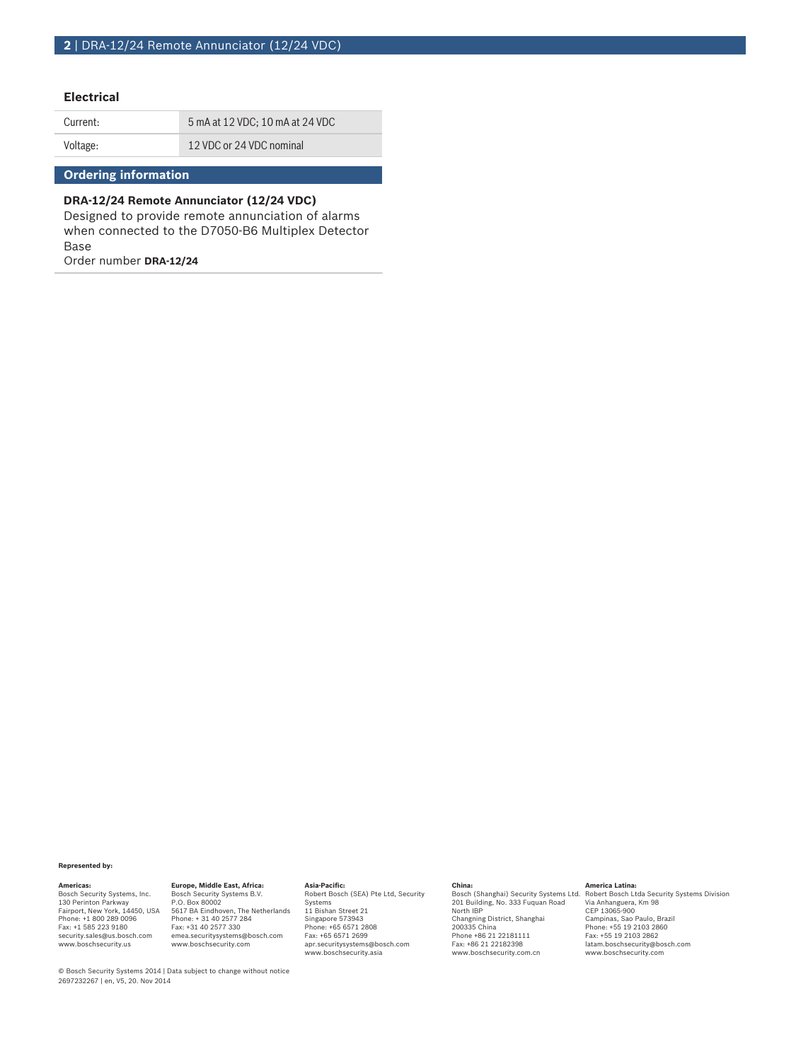### Electrical

| | |
|---|---|
| Current: | 5 mA at 12 VDC; 10 mA at 24 VDC |
| Voltage: | 12 VDC or 24 VDC nominal |

## Ordering information

**DRA-12/24 Remote Annunciator (12/24 VDC)**
Designed to provide remote annunciation of alarms when connected to the D7050-B6 Multiplex Detector Base
Order number **DRA-12/24**

**Represented by:**

**Americas:**
Bosch Security Systems, Inc.
130 Perinton Parkway
Fairport, New York, 14450, USA
Phone: +1 800 289 0096
Fax: +1 585 223 9180
security.sales@us.bosch.com
www.boschsecurity.us

**Europe, Middle East, Africa:**
Bosch Security Systems B.V.
P.O. Box 80002
5617 BA Eindhoven, The Netherlands
Phone: + 31 40 2577 284
Fax: +31 40 2577 330
emea.securitysystems@bosch.com
www.boschsecurity.com

**Asia-Pacific:**
Robert Bosch (SEA) Pte Ltd, Security Systems
11 Bishan Street 21
Singapore 573943
Phone: +65 6571 2808
Fax: +65 6571 2699
apr.securitysystems@bosch.com
www.boschsecurity.asia

**China:**
Bosch (Shanghai) Security Systems Ltd.
201 Building, No. 333 Fuquan Road
North IBP
Changning District, Shanghai
200335 China
Phone +86 21 22181111
Fax: +86 21 22182398
www.boschsecurity.com.cn

**America Latina:**
Robert Bosch Ltda Security Systems Division
Via Anhanguera, Km 98
CEP 13065-900
Campinas, Sao Paulo, Brazil
Phone: +55 19 2103 2860
Fax: +55 19 2103 2862
latam.boschsecurity@bosch.com
www.boschsecurity.com

© Bosch Security Systems 2014 | Data subject to change without notice
2697232267 | en, V5, 20. Nov 2014